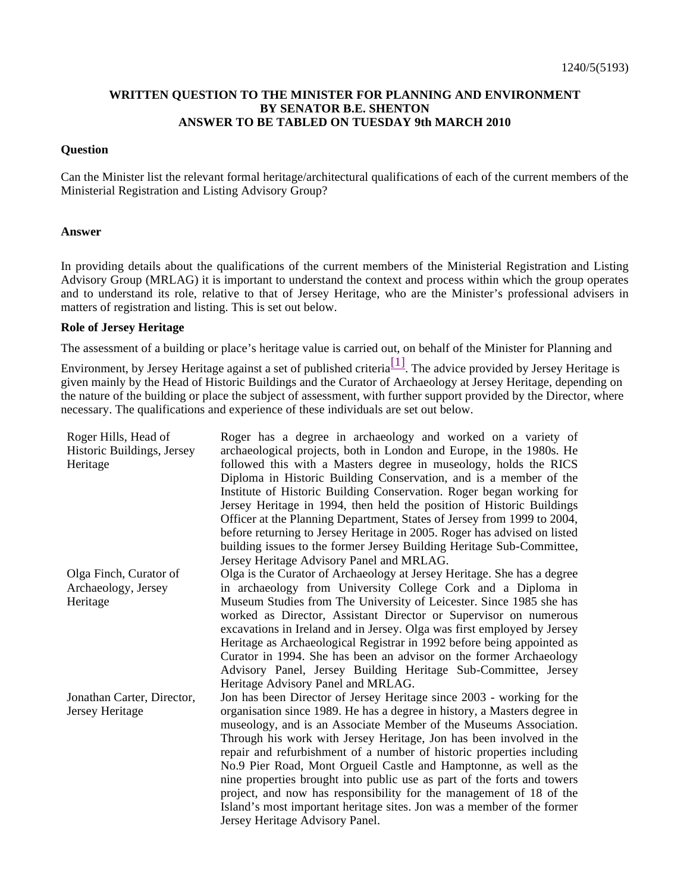1240/5(5193)

**WRITTEN QUESTION TO THE MINISTER FOR PLANNING AND ENVIRONMENT BY SENATOR B.E. SHENTON ANSWER TO BE TABLED ON TUESDAY 9th MARCH 2010**

**Question**

Can the Minister list the relevant formal heritage/architectural qualifications of each of the current members of the Ministerial Registration and Listing Advisory Group?

**Answer**

In providing details about the qualifications of the current members of the Ministerial Registration and Listing Advisory Group (MRLAG) it is important to understand the context and process within which the group operates and to understand its role, relative to that of Jersey Heritage, who are the Minister's professional advisers in matters of registration and listing. This is set out below.

**Role of Jersey Heritage**

The assessment of a building or place's heritage value is carried out, on behalf of the Minister for Planning and Environment, by Jersey Heritage against a set of published criteria[1]. The advice provided by Jersey Heritage is given mainly by the Head of Historic Buildings and the Curator of Archaeology at Jersey Heritage, depending on the nature of the building or place the subject of assessment, with further support provided by the Director, where necessary. The qualifications and experience of these individuals are set out below.

| | |
|---|---|
| Roger Hills, Head of Historic Buildings, Jersey Heritage | Roger has a degree in archaeology and worked on a variety of archaeological projects, both in London and Europe, in the 1980s. He followed this with a Masters degree in museology, holds the RICS Diploma in Historic Building Conservation, and is a member of the Institute of Historic Building Conservation. Roger began working for Jersey Heritage in 1994, then held the position of Historic Buildings Officer at the Planning Department, States of Jersey from 1999 to 2004, before returning to Jersey Heritage in 2005. Roger has advised on listed building issues to the former Jersey Building Heritage Sub-Committee, Jersey Heritage Advisory Panel and MRLAG. |
| Olga Finch, Curator of Archaeology, Jersey Heritage | Olga is the Curator of Archaeology at Jersey Heritage. She has a degree in archaeology from University College Cork and a Diploma in Museum Studies from The University of Leicester. Since 1985 she has worked as Director, Assistant Director or Supervisor on numerous excavations in Ireland and in Jersey. Olga was first employed by Jersey Heritage as Archaeological Registrar in 1992 before being appointed as Curator in 1994. She has been an advisor on the former Archaeology Advisory Panel, Jersey Building Heritage Sub-Committee, Jersey Heritage Advisory Panel and MRLAG. |
| Jonathan Carter, Director, Jersey Heritage | Jon has been Director of Jersey Heritage since 2003 - working for the organisation since 1989. He has a degree in history, a Masters degree in museology, and is an Associate Member of the Museums Association. Through his work with Jersey Heritage, Jon has been involved in the repair and refurbishment of a number of historic properties including No.9 Pier Road, Mont Orgueil Castle and Hamptonne, as well as the nine properties brought into public use as part of the forts and towers project, and now has responsibility for the management of 18 of the Island's most important heritage sites. Jon was a member of the former Jersey Heritage Advisory Panel. |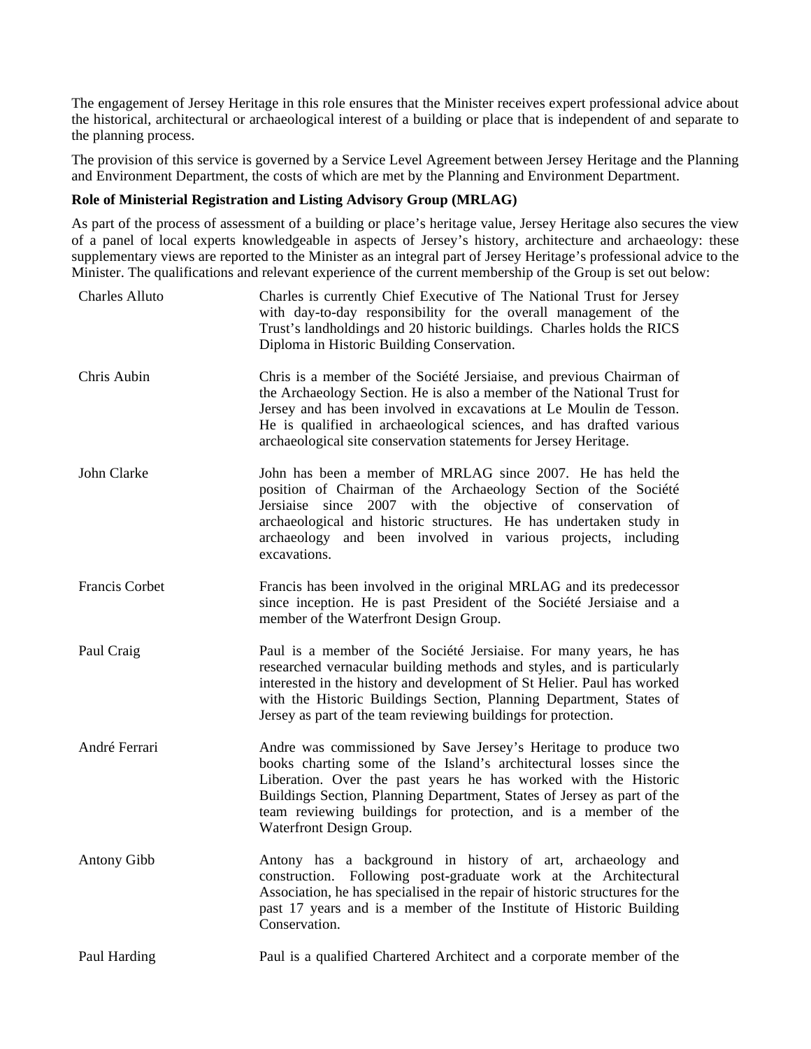The engagement of Jersey Heritage in this role ensures that the Minister receives expert professional advice about the historical, architectural or archaeological interest of a building or place that is independent of and separate to the planning process.

The provision of this service is governed by a Service Level Agreement between Jersey Heritage and the Planning and Environment Department, the costs of which are met by the Planning and Environment Department.

**Role of Ministerial Registration and Listing Advisory Group (MRLAG)**

As part of the process of assessment of a building or place's heritage value, Jersey Heritage also secures the view of a panel of local experts knowledgeable in aspects of Jersey's history, architecture and archaeology: these supplementary views are reported to the Minister as an integral part of Jersey Heritage's professional advice to the Minister. The qualifications and relevant experience of the current membership of the Group is set out below:

| | |
|---|---|
| Charles Alluto | Charles is currently Chief Executive of The National Trust for Jersey with day-to-day responsibility for the overall management of the Trust's landholdings and 20 historic buildings. Charles holds the RICS Diploma in Historic Building Conservation. |
| Chris Aubin | Chris is a member of the Société Jersiaise, and previous Chairman of the Archaeology Section. He is also a member of the National Trust for Jersey and has been involved in excavations at Le Moulin de Tesson. He is qualified in archaeological sciences, and has drafted various archaeological site conservation statements for Jersey Heritage. |
| John Clarke | John has been a member of MRLAG since 2007. He has held the position of Chairman of the Archaeology Section of the Société Jersiaise since 2007 with the objective of conservation of archaeological and historic structures. He has undertaken study in archaeology and been involved in various projects, including excavations. |
| Francis Corbet | Francis has been involved in the original MRLAG and its predecessor since inception. He is past President of the Société Jersiaise and a member of the Waterfront Design Group. |
| Paul Craig | Paul is a member of the Société Jersiaise. For many years, he has researched vernacular building methods and styles, and is particularly interested in the history and development of St Helier. Paul has worked with the Historic Buildings Section, Planning Department, States of Jersey as part of the team reviewing buildings for protection. |
| André Ferrari | Andre was commissioned by Save Jersey's Heritage to produce two books charting some of the Island's architectural losses since the Liberation. Over the past years he has worked with the Historic Buildings Section, Planning Department, States of Jersey as part of the team reviewing buildings for protection, and is a member of the Waterfront Design Group. |
| Antony Gibb | Antony has a background in history of art, archaeology and construction. Following post-graduate work at the Architectural Association, he has specialised in the repair of historic structures for the past 17 years and is a member of the Institute of Historic Building Conservation. |
| Paul Harding | Paul is a qualified Chartered Architect and a corporate member of the |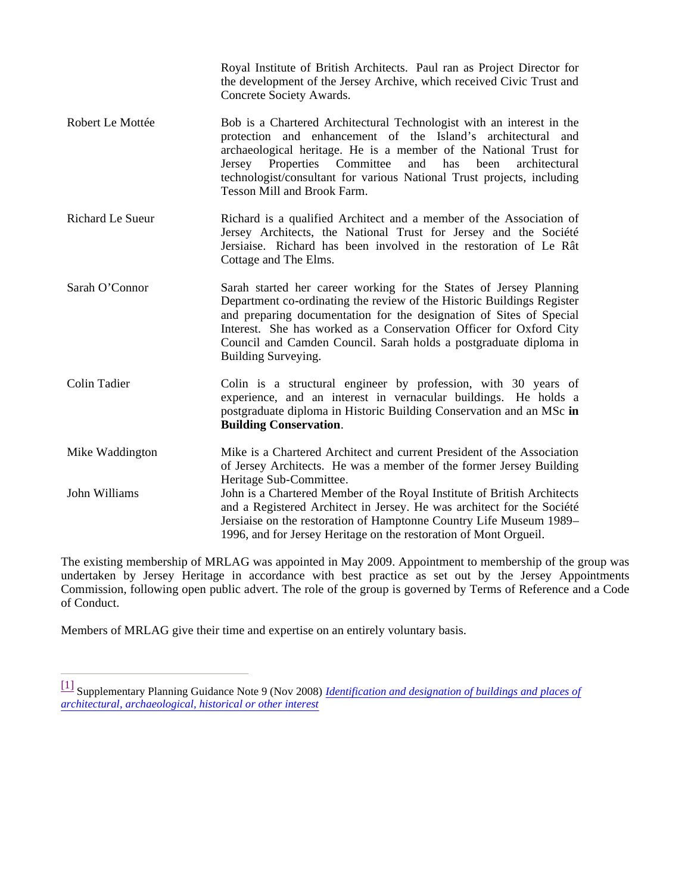| | |
|---|---|
| | Royal Institute of British Architects. Paul ran as Project Director for the development of the Jersey Archive, which received Civic Trust and Concrete Society Awards. |
| Robert Le Mottée | Bob is a Chartered Architectural Technologist with an interest in the protection and enhancement of the Island's architectural and archaeological heritage. He is a member of the National Trust for Jersey Properties Committee and has been architectural technologist/consultant for various National Trust projects, including Tesson Mill and Brook Farm. |
| Richard Le Sueur | Richard is a qualified Architect and a member of the Association of Jersey Architects, the National Trust for Jersey and the Société Jersiaise. Richard has been involved in the restoration of Le Rât Cottage and The Elms. |
| Sarah O'Connor | Sarah started her career working for the States of Jersey Planning Department co-ordinating the review of the Historic Buildings Register and preparing documentation for the designation of Sites of Special Interest. She has worked as a Conservation Officer for Oxford City Council and Camden Council. Sarah holds a postgraduate diploma in Building Surveying. |
| Colin Tadier | Colin is a structural engineer by profession, with 30 years of experience, and an interest in vernacular buildings. He holds a postgraduate diploma in Historic Building Conservation and an MSc **in Building Conservation**. |
| Mike Waddington | Mike is a Chartered Architect and current President of the Association of Jersey Architects. He was a member of the former Jersey Building Heritage Sub-Committee. |
| John Williams | John is a Chartered Member of the Royal Institute of British Architects and a Registered Architect in Jersey. He was architect for the Société Jersiaise on the restoration of Hamptonne Country Life Museum 1989–1996, and for Jersey Heritage on the restoration of Mont Orgueil. |

The existing membership of MRLAG was appointed in May 2009. Appointment to membership of the group was undertaken by Jersey Heritage in accordance with best practice as set out by the Jersey Appointments Commission, following open public advert. The role of the group is governed by Terms of Reference and a Code of Conduct.

Members of MRLAG give their time and expertise on an entirely voluntary basis.

---

[1] Supplementary Planning Guidance Note 9 (Nov 2008) *Identification and designation of buildings and places of architectural, archaeological, historical or other interest*